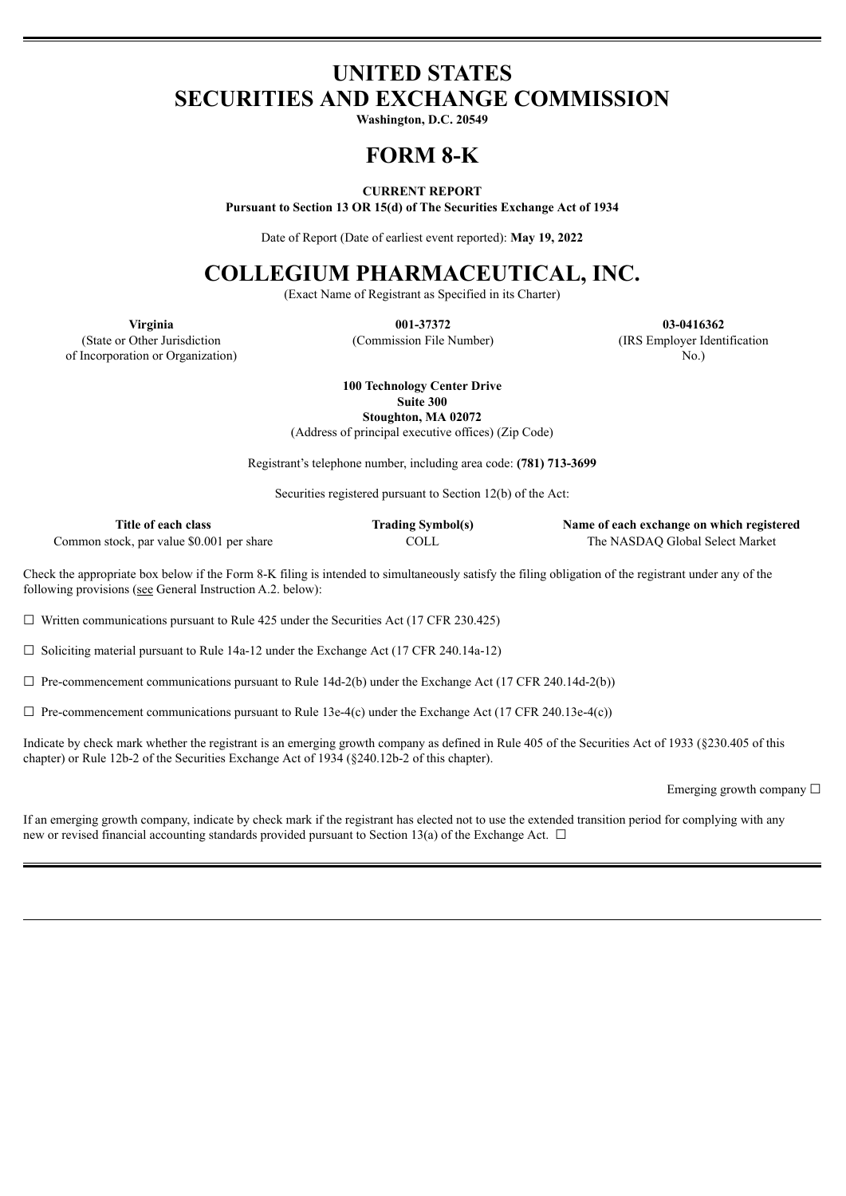# UNITED STATES
# SECURITIES AND EXCHANGE COMMISSION

**Washington, D.C. 20549**

# FORM 8-K

**CURRENT REPORT**

**Pursuant to Section 13 OR 15(d) of The Securities Exchange Act of 1934**

Date of Report (Date of earliest event reported): **May 19, 2022**

# COLLEGIUM PHARMACEUTICAL, INC.

(Exact Name of Registrant as Specified in its Charter)

| **Virginia** | **001-37372** | **03-0416362** |
|---|---|---|
| (State or Other Jurisdiction of Incorporation or Organization) | (Commission File Number) | (IRS Employer Identification No.) |

**100 Technology Center Drive**
**Suite 300**
**Stoughton, MA 02072**
(Address of principal executive offices) (Zip Code)

Registrant's telephone number, including area code: **(781) 713-3699**

Securities registered pursuant to Section 12(b) of the Act:

| Title of each class | Trading Symbol(s) | Name of each exchange on which registered |
|---|---|---|
| Common stock, par value $0.001 per share | COLL | The NASDAQ Global Select Market |

Check the appropriate box below if the Form 8-K filing is intended to simultaneously satisfy the filing obligation of the registrant under any of the following provisions (see General Instruction A.2. below):

☐ Written communications pursuant to Rule 425 under the Securities Act (17 CFR 230.425)

☐ Soliciting material pursuant to Rule 14a-12 under the Exchange Act (17 CFR 240.14a-12)

☐ Pre-commencement communications pursuant to Rule 14d-2(b) under the Exchange Act (17 CFR 240.14d-2(b))

☐ Pre-commencement communications pursuant to Rule 13e-4(c) under the Exchange Act (17 CFR 240.13e-4(c))

Indicate by check mark whether the registrant is an emerging growth company as defined in Rule 405 of the Securities Act of 1933 (§230.405 of this chapter) or Rule 12b-2 of the Securities Exchange Act of 1934 (§240.12b-2 of this chapter).

Emerging growth company ☐

If an emerging growth company, indicate by check mark if the registrant has elected not to use the extended transition period for complying with any new or revised financial accounting standards provided pursuant to Section 13(a) of the Exchange Act. ☐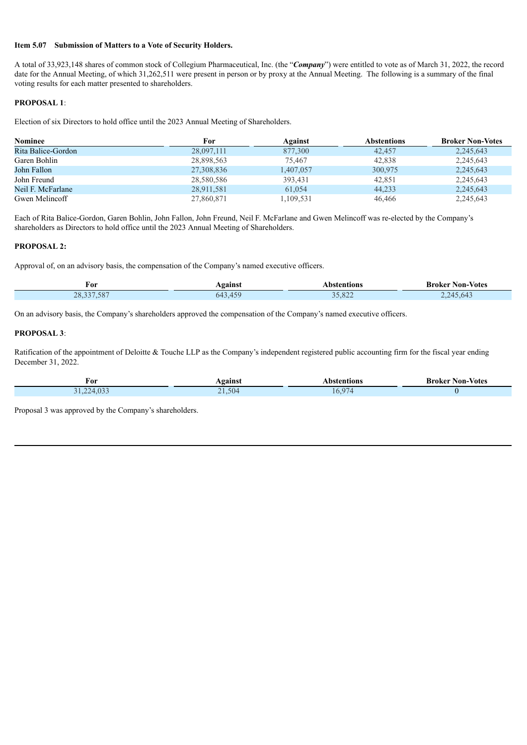**Item 5.07 Submission of Matters to a Vote of Security Holders.**

A total of 33,923,148 shares of common stock of Collegium Pharmaceutical, Inc. (the "***Company***") were entitled to vote as of March 31, 2022, the record date for the Annual Meeting, of which 31,262,511 were present in person or by proxy at the Annual Meeting. The following is a summary of the final voting results for each matter presented to shareholders.

**PROPOSAL 1**:

Election of six Directors to hold office until the 2023 Annual Meeting of Shareholders.

| Nominee | For | Against | Abstentions | Broker Non-Votes |
|---|---|---|---|---|
| Rita Balice-Gordon | 28,097,111 | 877,300 | 42,457 | 2,245,643 |
| Garen Bohlin | 28,898,563 | 75,467 | 42,838 | 2,245,643 |
| John Fallon | 27,308,836 | 1,407,057 | 300,975 | 2,245,643 |
| John Freund | 28,580,586 | 393,431 | 42,851 | 2,245,643 |
| Neil F. McFarlane | 28,911,581 | 61,054 | 44,233 | 2,245,643 |
| Gwen Melincoff | 27,860,871 | 1,109,531 | 46,466 | 2,245,643 |

Each of Rita Balice-Gordon, Garen Bohlin, John Fallon, John Freund, Neil F. McFarlane and Gwen Melincoff was re-elected by the Company's shareholders as Directors to hold office until the 2023 Annual Meeting of Shareholders.

**PROPOSAL 2:**

Approval of, on an advisory basis, the compensation of the Company's named executive officers.

| For | Against | Abstentions | Broker Non-Votes |
|---|---|---|---|
| 28,337,587 | 643,459 | 35,822 | 2,245,643 |

On an advisory basis, the Company's shareholders approved the compensation of the Company's named executive officers.

**PROPOSAL 3**:

Ratification of the appointment of Deloitte & Touche LLP as the Company's independent registered public accounting firm for the fiscal year ending December 31, 2022.

| For | Against | Abstentions | Broker Non-Votes |
|---|---|---|---|
| 31,224,033 | 21,504 | 16,974 | 0 |

Proposal 3 was approved by the Company's shareholders.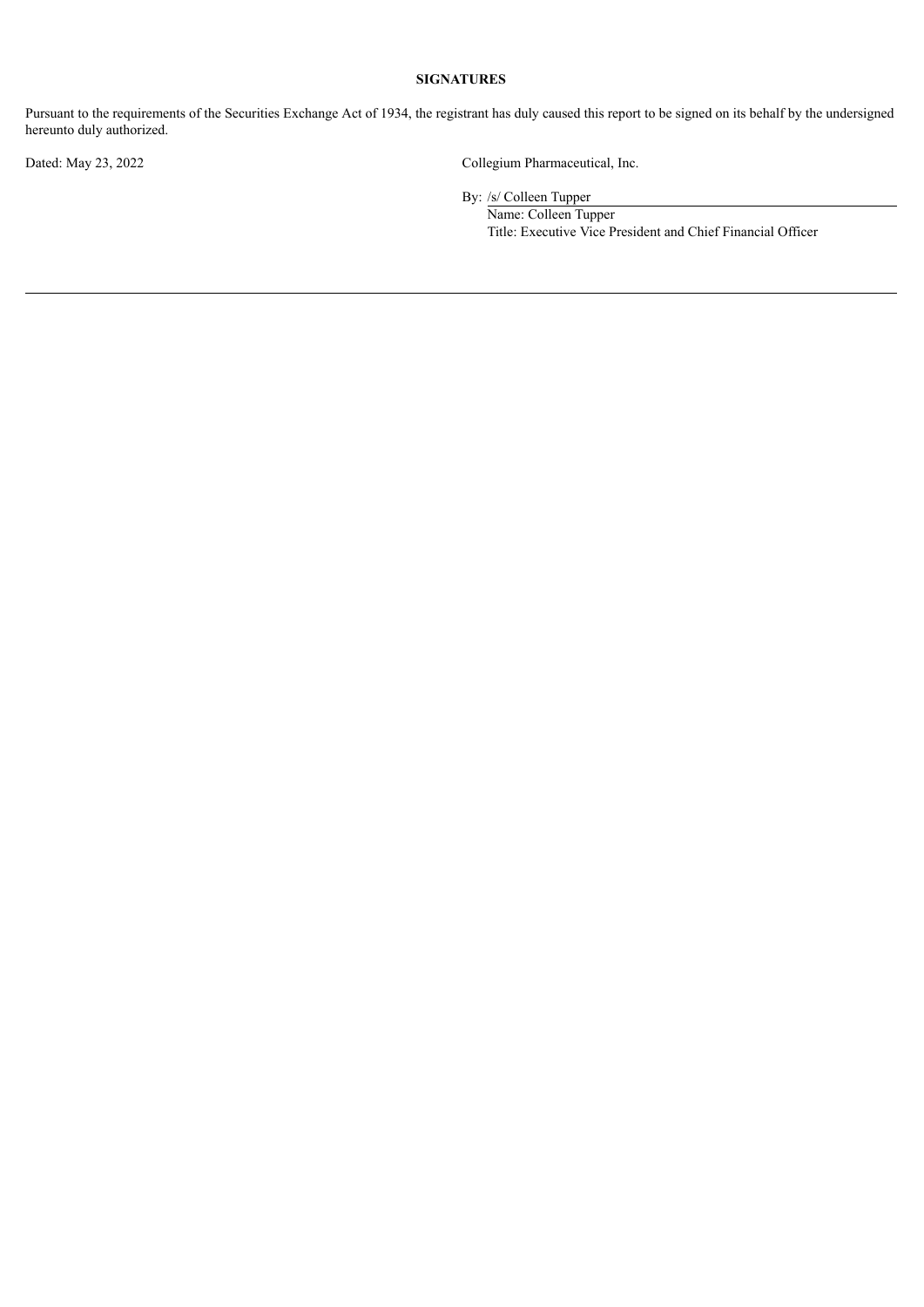**SIGNATURES**

Pursuant to the requirements of the Securities Exchange Act of 1934, the registrant has duly caused this report to be signed on its behalf by the undersigned hereunto duly authorized.

Dated: May 23, 2022

Collegium Pharmaceutical, Inc.

By: /s/ Colleen Tupper

Name: Colleen Tupper

Title: Executive Vice President and Chief Financial Officer